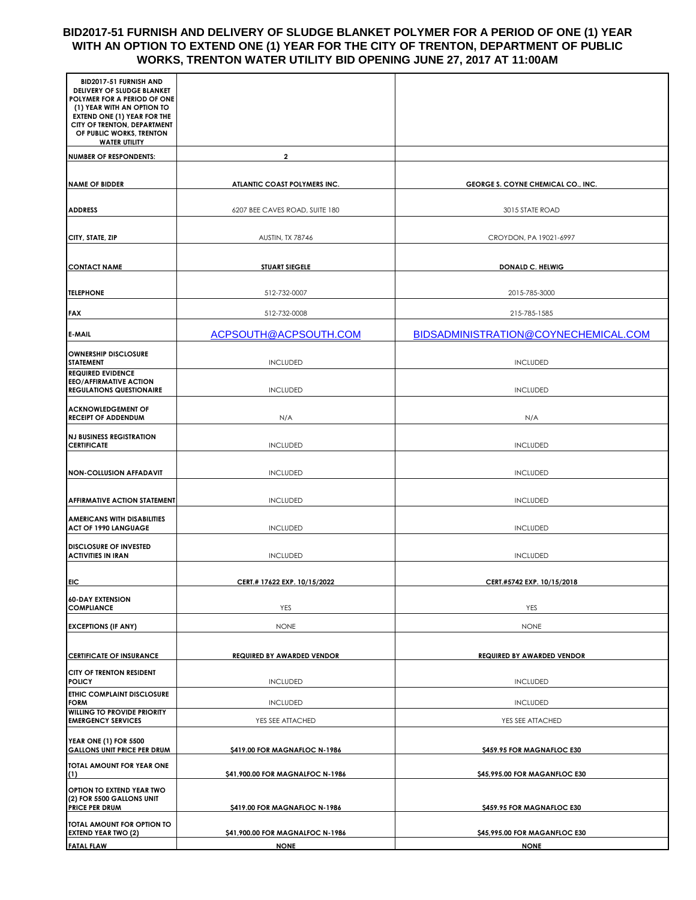# BID2017-51 FURNISH AND DELIVERY OF SLUDGE BLANKET POLYMER FOR A PERIOD OF ONE (1) YEAR WITH AN OPTION TO EXTEND ONE (1) YEAR FOR THE CITY OF TRENTON, DEPARTMENT OF PUBLIC WORKS, TRENTON WATER UTILITY BID OPENING JUNE 27, 2017 AT 11:00AM

| BID2017-51 FURNISH AND DELIVERY OF SLUDGE BLANKET POLYMER FOR A PERIOD OF ONE (1) YEAR WITH AN OPTION TO EXTEND ONE (1) YEAR FOR THE CITY OF TRENTON, DEPARTMENT OF PUBLIC WORKS, TRENTON WATER UTILITY | | |
|---|---|---|
| **NUMBER OF RESPONDENTS:** | **2** | |
| **NAME OF BIDDER** | **ATLANTIC COAST POLYMERS INC.** | **GEORGE S. COYNE CHEMICAL CO., INC.** |
| **ADDRESS** | 6207 BEE CAVES ROAD, SUITE 180 | 3015 STATE ROAD |
| **CITY, STATE, ZIP** | AUSTIN, TX 78746 | CROYDON, PA 19021-6997 |
| **CONTACT NAME** | **STUART SIEGELE** | **DONALD C. HELWIG** |
| **TELEPHONE** | 512-732-0007 | 2015-785-3000 |
| **FAX** | 512-732-0008 | 215-785-1585 |
| **E-MAIL** | ACPSOUTH@ACPSOUTH.COM | BIDSADMINISTRATION@COYNECHEMICAL.COM |
| **OWNERSHIP DISCLOSURE STATEMENT** | INCLUDED | INCLUDED |
| **REQUIRED EVIDENCE EEO/AFFIRMATIVE ACTION REGULATIONS QUESTIONAIRE** | INCLUDED | INCLUDED |
| **ACKNOWLEDGEMENT OF RECEIPT OF ADDENDUM** | N/A | N/A |
| **NJ BUSINESS REGISTRATION CERTIFICATE** | INCLUDED | INCLUDED |
| **NON-COLLUSION AFFADAVIT** | INCLUDED | INCLUDED |
| **AFFIRMATIVE ACTION STATEMENT** | INCLUDED | INCLUDED |
| **AMERICANS WITH DISABILITIES ACT OF 1990 LANGUAGE** | INCLUDED | INCLUDED |
| **DISCLOSURE OF INVESTED ACTIVITIES IN IRAN** | INCLUDED | INCLUDED |
| **EIC** | **CERT.# 17622 EXP. 10/15/2022** | **CERT.#5742 EXP. 10/15/2018** |
| **60-DAY EXTENSION COMPLIANCE** | YES | YES |
| **EXCEPTIONS (IF ANY)** | NONE | NONE |
| **CERTIFICATE OF INSURANCE** | **REQUIRED BY AWARDED VENDOR** | **REQUIRED BY AWARDED VENDOR** |
| **CITY OF TRENTON RESIDENT POLICY** | INCLUDED | INCLUDED |
| **ETHIC COMPLAINT DISCLOSURE FORM** | INCLUDED | INCLUDED |
| **WILLING TO PROVIDE PRIORITY EMERGENCY SERVICES** | YES SEE ATTACHED | YES SEE ATTACHED |
| **YEAR ONE (1) FOR 5500 GALLONS UNIT PRICE PER DRUM** | **$419.00 FOR MAGNAFLOC N-1986** | **$459.95 FOR MAGNAFLOC E30** |
| **TOTAL AMOUNT FOR YEAR ONE (1)** | **$41,900.00 FOR MAGNALFOC N-1986** | **$45,995.00 FOR MAGANFLOC E30** |
| **OPTION TO EXTEND YEAR TWO (2) FOR 5500 GALLONS UNIT PRICE PER DRUM** | **$419.00 FOR MAGNAFLOC N-1986** | **$459.95 FOR MAGNAFLOC E30** |
| **TOTAL AMOUNT FOR OPTION TO EXTEND YEAR TWO (2)** | **$41,900.00 FOR MAGNALFOC N-1986** | **$45,995.00 FOR MAGANFLOC E30** |
| **FATAL FLAW** | **NONE** | **NONE** |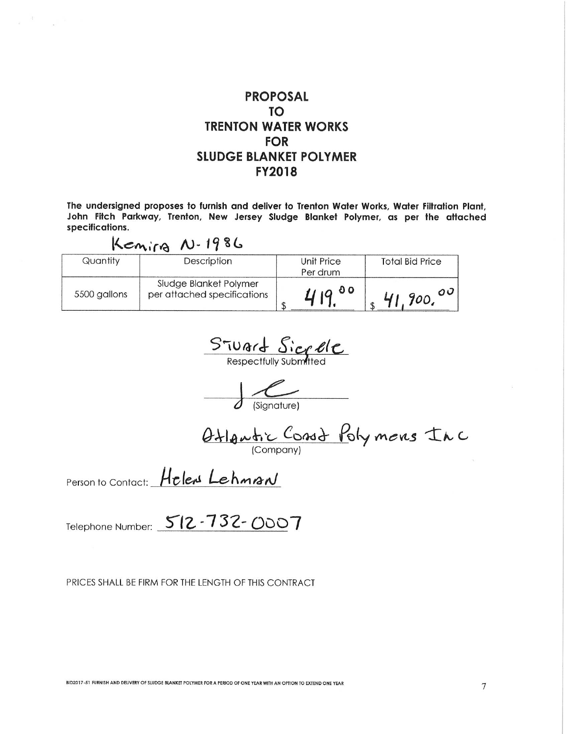# PROPOSAL
# TO
# TRENTON WATER WORKS
# FOR
# SLUDGE BLANKET POLYMER
# FY2018

**The undersigned proposes to furnish and deliver to Trenton Water Works, Water Filtration Plant, John Fitch Parkway, Trenton, New Jersey Sludge Blanket Polymer, as per the attached specifications.**

Kemira N-1986

| Quantity | Description | Unit Price Per drum | Total Bid Price |
|---|---|---|---|
| 5500 gallons | Sludge Blanket Polymer per attached specifications | $ 419.00 | $ 41,900.00 |

Stuart Siegle
Respectfully Submitted

(Signature)

Atlantic Coast Polymers Inc
(Company)

Person to Contact: Helen Lehman

Telephone Number: 512-732-0007

PRICES SHALL BE FIRM FOR THE LENGTH OF THIS CONTRACT

BID2017-51 FURNISH AND DELIVERY OF SLUDGE BLANKET POLYMER FOR A PERIOD OF ONE YEAR WITH AN OPTION TO EXTEND ONE YEAR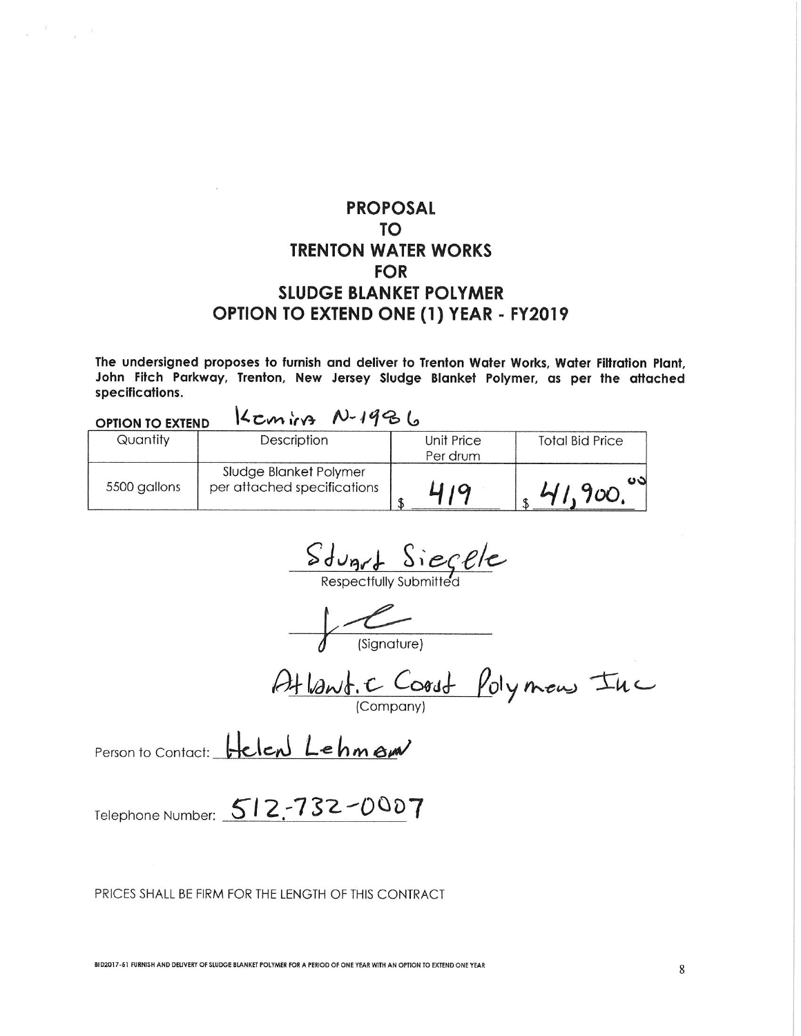# PROPOSAL
# TO
# TRENTON WATER WORKS
# FOR
# SLUDGE BLANKET POLYMER
# OPTION TO EXTEND ONE (1) YEAR - FY2019

**The undersigned proposes to furnish and deliver to Trenton Water Works, Water Filtration Plant, John Fitch Parkway, Trenton, New Jersey Sludge Blanket Polymer, as per the attached specifications.**

**OPTION TO EXTEND** Kemira N-1986

| Quantity | Description | Unit Price Per drum | Total Bid Price |
|---|---|---|---|
| 5500 gallons | Sludge Blanket Polymer per attached specifications | $ 419 | $ 41,900.00 |

Stuart Siegele
Respectfully Submitted

(Signature)

Atlantic Coast Polymers Inc
(Company)

Person to Contact: Helen Lehman

Telephone Number: 512-732-0007

PRICES SHALL BE FIRM FOR THE LENGTH OF THIS CONTRACT

BID2017-51 FURNISH AND DELIVERY OF SLUDGE BLANKET POLYMER FOR A PERIOD OF ONE YEAR WITH AN OPTION TO EXTEND ONE YEAR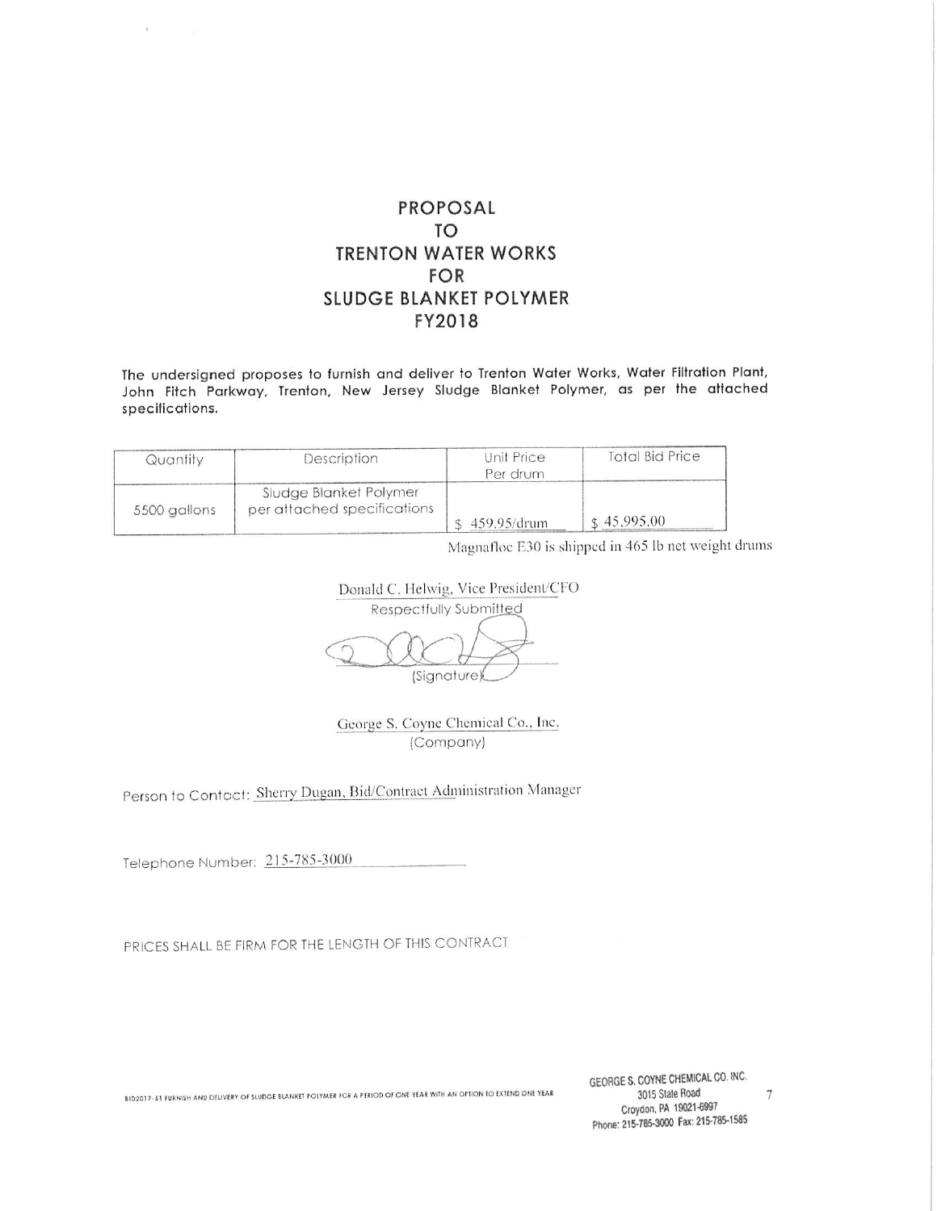# PROPOSAL
# TO
# TRENTON WATER WORKS
# FOR
# SLUDGE BLANKET POLYMER
# FY2018

The undersigned proposes to furnish and deliver to Trenton Water Works, Water Filtration Plant, John Fitch Parkway, Trenton, New Jersey Sludge Blanket Polymer, as per the attached specifications.

| Quantity | Description | Unit Price Per drum | Total Bid Price |
|---|---|---|---|
| 5500 gallons | Sludge Blanket Polymer per attached specifications | $ 459.95/drum | $ 45,995.00 |

Magnafloc E30 is shipped in 465 lb net weight drums

Donald C. Helwig, Vice President/CFO
Respectfully Submitted

(Signature)

George S. Coyne Chemical Co., Inc.
(Company)

Person to Contact: Sherry Dugan, Bid/Contract Administration Manager

Telephone Number: 215-785-3000

PRICES SHALL BE FIRM FOR THE LENGTH OF THIS CONTRACT

BID2017-51 FURNISH AND DELIVERY OF SLUDGE BLANKET POLYMER FOR A PERIOD OF ONE YEAR WITH AN OPTION TO EXTEND ONE YEAR

GEORGE S. COYNE CHEMICAL CO. INC.
3015 State Road
Croydon, PA 19021-6997
Phone: 215-785-3000 Fax: 215-785-1585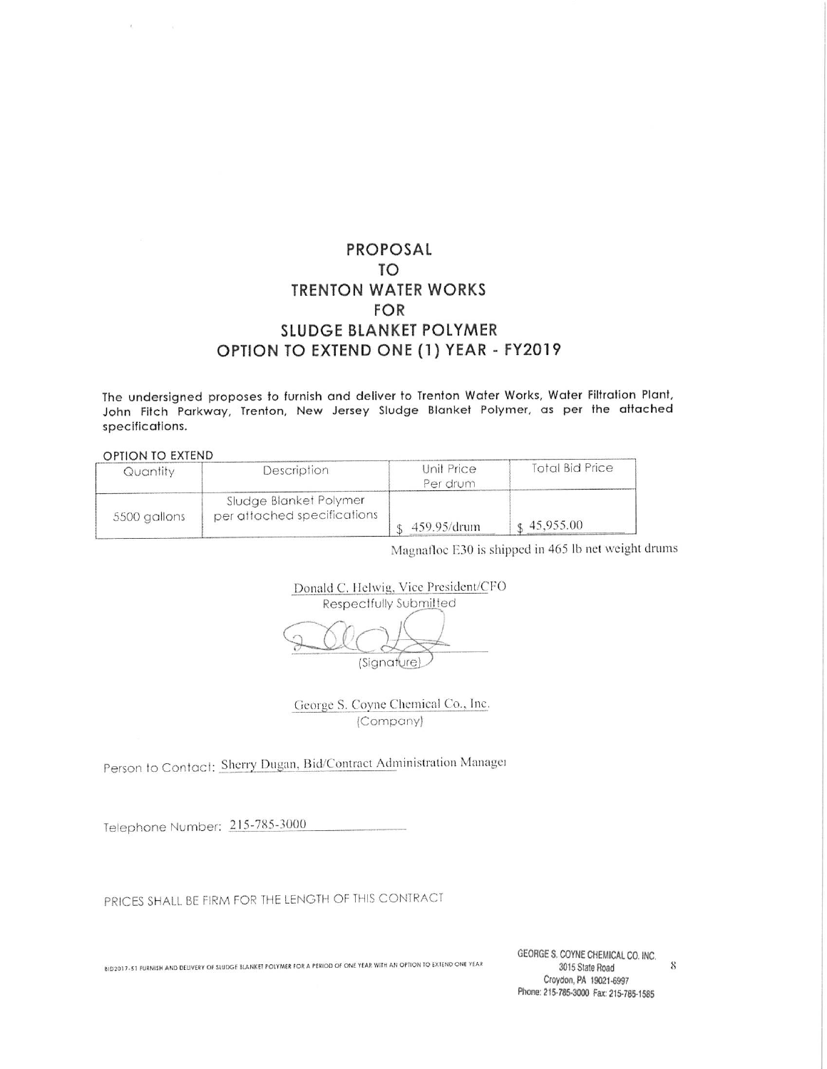# PROPOSAL
# TO
# TRENTON WATER WORKS
# FOR
# SLUDGE BLANKET POLYMER
# OPTION TO EXTEND ONE (1) YEAR - FY2019

The undersigned proposes to furnish and deliver to Trenton Water Works, Water Filtration Plant, John Fitch Parkway, Trenton, New Jersey Sludge Blanket Polymer, as per the attached specifications.

OPTION TO EXTEND

| Quantity | Description | Unit Price Per drum | Total Bid Price |
|---|---|---|---|
| 5500 gallons | Sludge Blanket Polymer per attached specifications | $ 459.95/drum | $ 45,955.00 |

Magnafloc E30 is shipped in 465 lb net weight drums

Donald C. Helwig, Vice President/CFO
Respectfully Submitted

(Signature)

George S. Coyne Chemical Co., Inc.
(Company)

Person to Contact: Sherry Dugan, Bid/Contract Administration Manager

Telephone Number: 215-785-3000

PRICES SHALL BE FIRM FOR THE LENGTH OF THIS CONTRACT

BID2017-51 FURNISH AND DELIVERY OF SLUDGE BLANKET POLYMER FOR A PERIOD OF ONE YEAR WITH AN OPTION TO EXTEND ONE YEAR

GEORGE S. COYNE CHEMICAL CO. INC.
3015 State Road
Croydon, PA 19021-6997
Phone: 215-785-3000 Fax: 215-785-1585